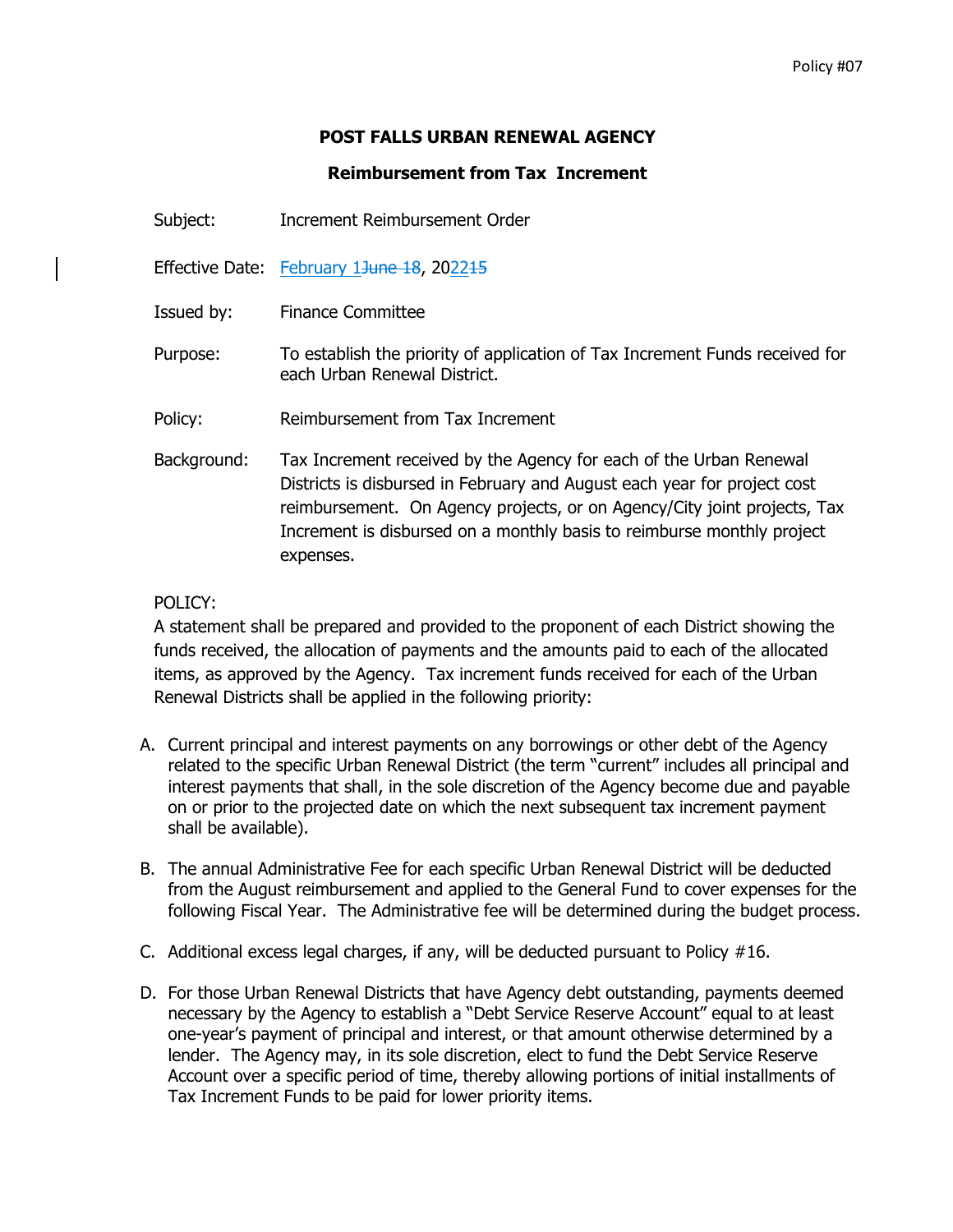## POST FALLS URBAN RENEWAL AGENCY

### Reimbursement from Tax Increment

Subject: Increment Reimbursement Order

Effective Date: February 1~~June 18~~, 2022~~15~~

Issued by: Finance Committee

Purpose: To establish the priority of application of Tax Increment Funds received for each Urban Renewal District.

Policy: Reimbursement from Tax Increment

Background: Tax Increment received by the Agency for each of the Urban Renewal Districts is disbursed in February and August each year for project cost reimbursement. On Agency projects, or on Agency/City joint projects, Tax Increment is disbursed on a monthly basis to reimburse monthly project expenses.

POLICY:

A statement shall be prepared and provided to the proponent of each District showing the funds received, the allocation of payments and the amounts paid to each of the allocated items, as approved by the Agency. Tax increment funds received for each of the Urban Renewal Districts shall be applied in the following priority:

A. Current principal and interest payments on any borrowings or other debt of the Agency related to the specific Urban Renewal District (the term "current" includes all principal and interest payments that shall, in the sole discretion of the Agency become due and payable on or prior to the projected date on which the next subsequent tax increment payment shall be available).

B. The annual Administrative Fee for each specific Urban Renewal District will be deducted from the August reimbursement and applied to the General Fund to cover expenses for the following Fiscal Year. The Administrative fee will be determined during the budget process.

C. Additional excess legal charges, if any, will be deducted pursuant to Policy #16.

D. For those Urban Renewal Districts that have Agency debt outstanding, payments deemed necessary by the Agency to establish a "Debt Service Reserve Account" equal to at least one-year's payment of principal and interest, or that amount otherwise determined by a lender. The Agency may, in its sole discretion, elect to fund the Debt Service Reserve Account over a specific period of time, thereby allowing portions of initial installments of Tax Increment Funds to be paid for lower priority items.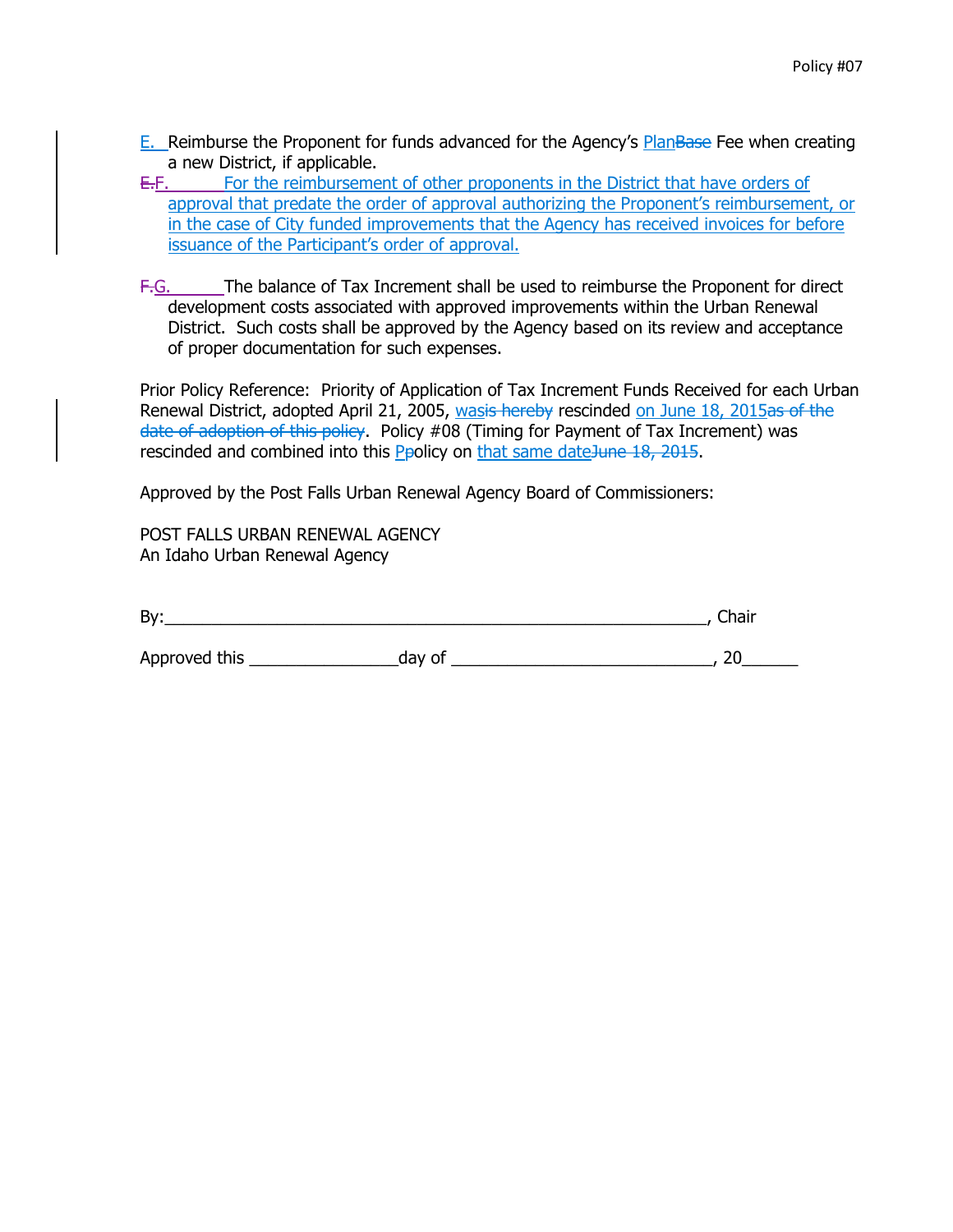E. Reimburse the Proponent for funds advanced for the Agency's PlanBase Fee when creating a new District, if applicable.

E.F. For the reimbursement of other proponents in the District that have orders of approval that predate the order of approval authorizing the Proponent's reimbursement, or in the case of City funded improvements that the Agency has received invoices for before issuance of the Participant's order of approval.

F.G. The balance of Tax Increment shall be used to reimburse the Proponent for direct development costs associated with approved improvements within the Urban Renewal District. Such costs shall be approved by the Agency based on its review and acceptance of proper documentation for such expenses.

Prior Policy Reference: Priority of Application of Tax Increment Funds Received for each Urban Renewal District, adopted April 21, 2005, wasis hereby rescinded on June 18, 2015as of the date of adoption of this policy. Policy #08 (Timing for Payment of Tax Increment) was rescinded and combined into this Ppolicy on that same dateJune 18, 2015.

Approved by the Post Falls Urban Renewal Agency Board of Commissioners:

POST FALLS URBAN RENEWAL AGENCY
An Idaho Urban Renewal Agency

By:\_\_\_\_\_\_\_\_\_\_\_\_\_\_\_\_\_\_\_\_\_\_\_\_\_\_\_\_\_\_\_\_\_\_\_\_\_\_\_\_\_\_\_\_\_\_\_\_\_\_\_\_\_\_\_\_\_\_, Chair

Approved this \_\_\_\_\_\_\_\_\_\_\_\_\_\_\_\_day of \_\_\_\_\_\_\_\_\_\_\_\_\_\_\_\_\_\_\_\_\_\_\_\_\_\_\_\_, 20\_\_\_\_\_\_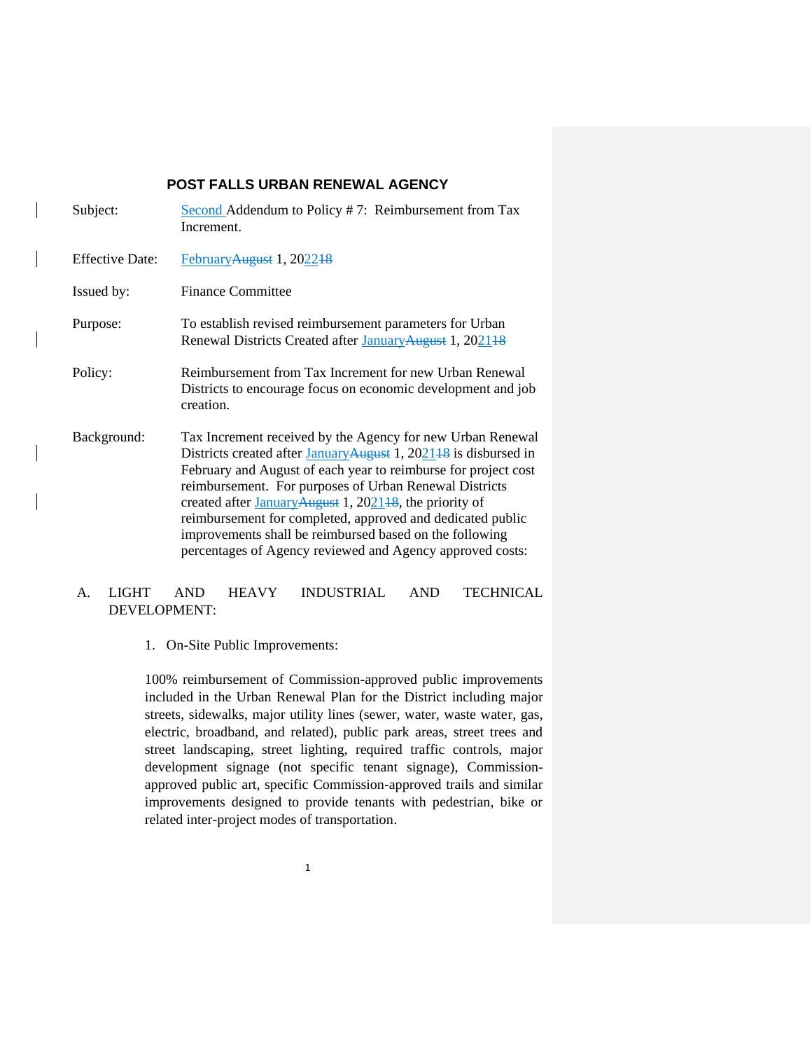**POST FALLS URBAN RENEWAL AGENCY**

Subject: Second Addendum to Policy # 7: Reimbursement from Tax Increment.

Effective Date: FebruaryAugust 1, 202218

Issued by: Finance Committee

Purpose: To establish revised reimbursement parameters for Urban Renewal Districts Created after JanuaryAugust 1, 202118

Policy: Reimbursement from Tax Increment for new Urban Renewal Districts to encourage focus on economic development and job creation.

Background: Tax Increment received by the Agency for new Urban Renewal Districts created after JanuaryAugust 1, 202118 is disbursed in February and August of each year to reimburse for project cost reimbursement. For purposes of Urban Renewal Districts created after JanuaryAugust 1, 202118, the priority of reimbursement for completed, approved and dedicated public improvements shall be reimbursed based on the following percentages of Agency reviewed and Agency approved costs:

A. LIGHT AND HEAVY INDUSTRIAL AND TECHNICAL DEVELOPMENT:

1. On-Site Public Improvements:

100% reimbursement of Commission-approved public improvements included in the Urban Renewal Plan for the District including major streets, sidewalks, major utility lines (sewer, water, waste water, gas, electric, broadband, and related), public park areas, street trees and street landscaping, street lighting, required traffic controls, major development signage (not specific tenant signage), Commission-approved public art, specific Commission-approved trails and similar improvements designed to provide tenants with pedestrian, bike or related inter-project modes of transportation.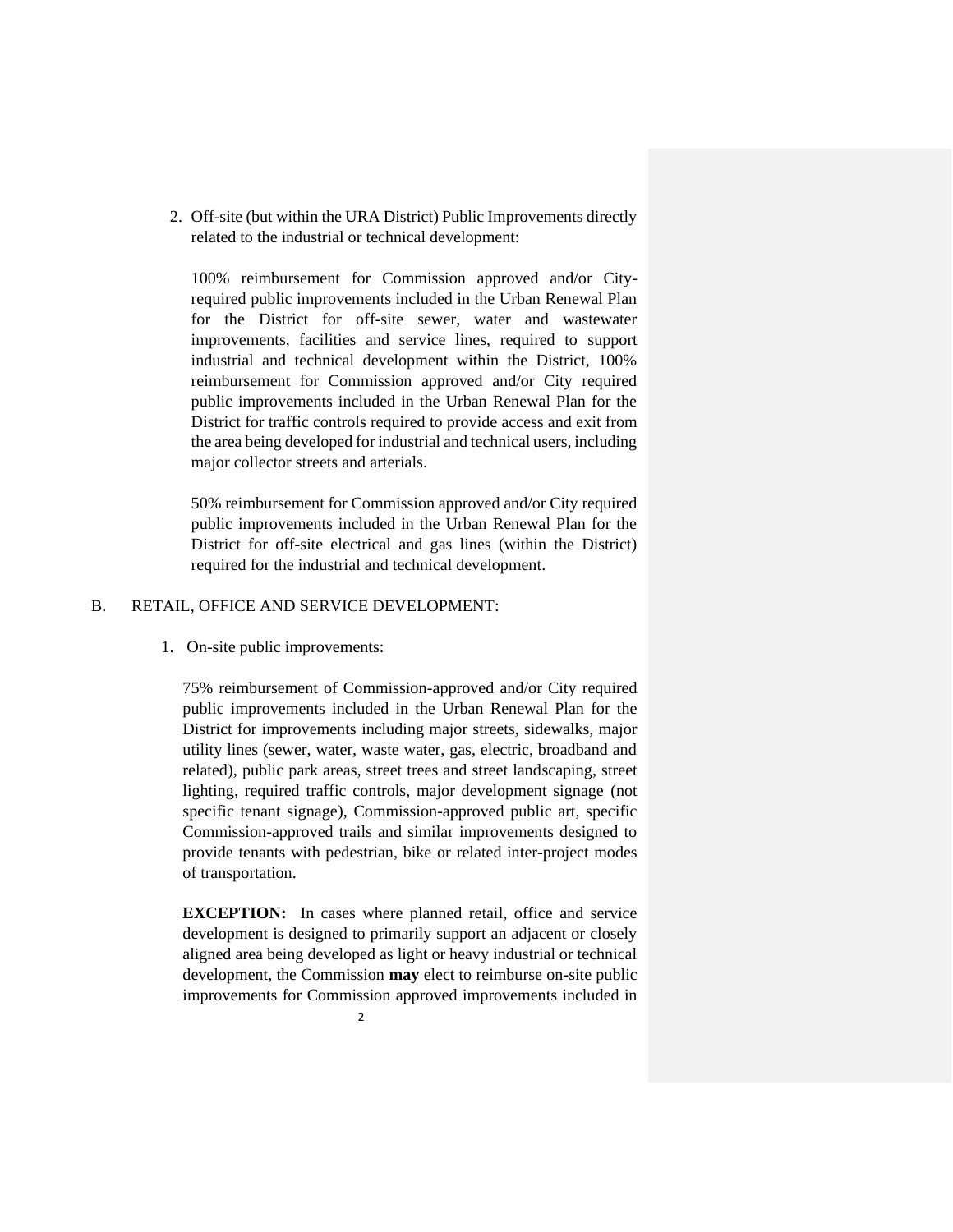2. Off-site (but within the URA District) Public Improvements directly related to the industrial or technical development:

   100% reimbursement for Commission approved and/or City-required public improvements included in the Urban Renewal Plan for the District for off-site sewer, water and wastewater improvements, facilities and service lines, required to support industrial and technical development within the District, 100% reimbursement for Commission approved and/or City required public improvements included in the Urban Renewal Plan for the District for traffic controls required to provide access and exit from the area being developed for industrial and technical users, including major collector streets and arterials.

   50% reimbursement for Commission approved and/or City required public improvements included in the Urban Renewal Plan for the District for off-site electrical and gas lines (within the District) required for the industrial and technical development.

B. RETAIL, OFFICE AND SERVICE DEVELOPMENT:

1. On-site public improvements:

   75% reimbursement of Commission-approved and/or City required public improvements included in the Urban Renewal Plan for the District for improvements including major streets, sidewalks, major utility lines (sewer, water, waste water, gas, electric, broadband and related), public park areas, street trees and street landscaping, street lighting, required traffic controls, major development signage (not specific tenant signage), Commission-approved public art, specific Commission-approved trails and similar improvements designed to provide tenants with pedestrian, bike or related inter-project modes of transportation.

   **EXCEPTION:** In cases where planned retail, office and service development is designed to primarily support an adjacent or closely aligned area being developed as light or heavy industrial or technical development, the Commission **may** elect to reimburse on-site public improvements for Commission approved improvements included in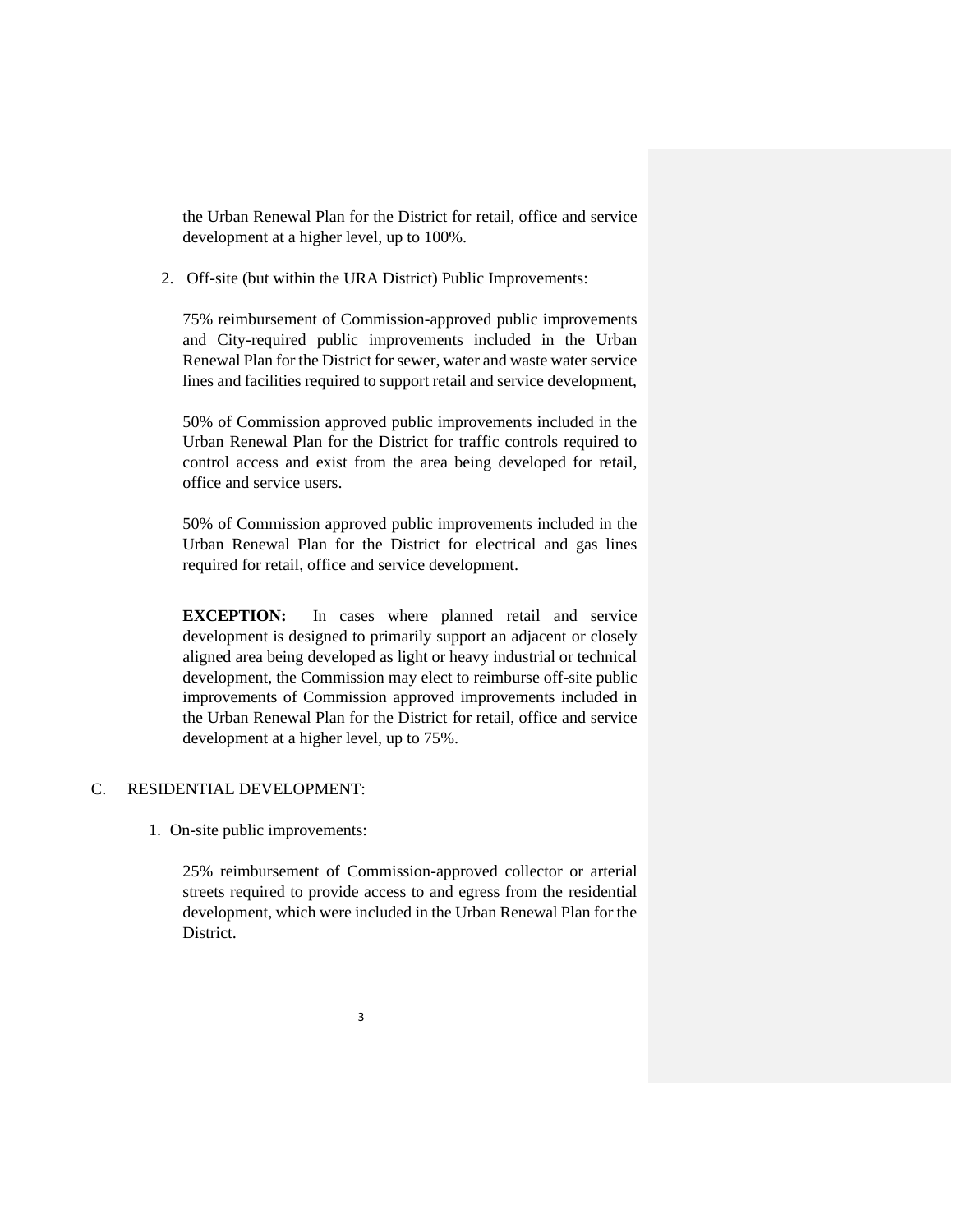the Urban Renewal Plan for the District for retail, office and service development at a higher level, up to 100%.

2. Off-site (but within the URA District) Public Improvements:

   75% reimbursement of Commission-approved public improvements and City-required public improvements included in the Urban Renewal Plan for the District for sewer, water and waste water service lines and facilities required to support retail and service development,

   50% of Commission approved public improvements included in the Urban Renewal Plan for the District for traffic controls required to control access and exist from the area being developed for retail, office and service users.

   50% of Commission approved public improvements included in the Urban Renewal Plan for the District for electrical and gas lines required for retail, office and service development.

   **EXCEPTION:** In cases where planned retail and service development is designed to primarily support an adjacent or closely aligned area being developed as light or heavy industrial or technical development, the Commission may elect to reimburse off-site public improvements of Commission approved improvements included in the Urban Renewal Plan for the District for retail, office and service development at a higher level, up to 75%.

C. RESIDENTIAL DEVELOPMENT:

1. On-site public improvements:

   25% reimbursement of Commission-approved collector or arterial streets required to provide access to and egress from the residential development, which were included in the Urban Renewal Plan for the District.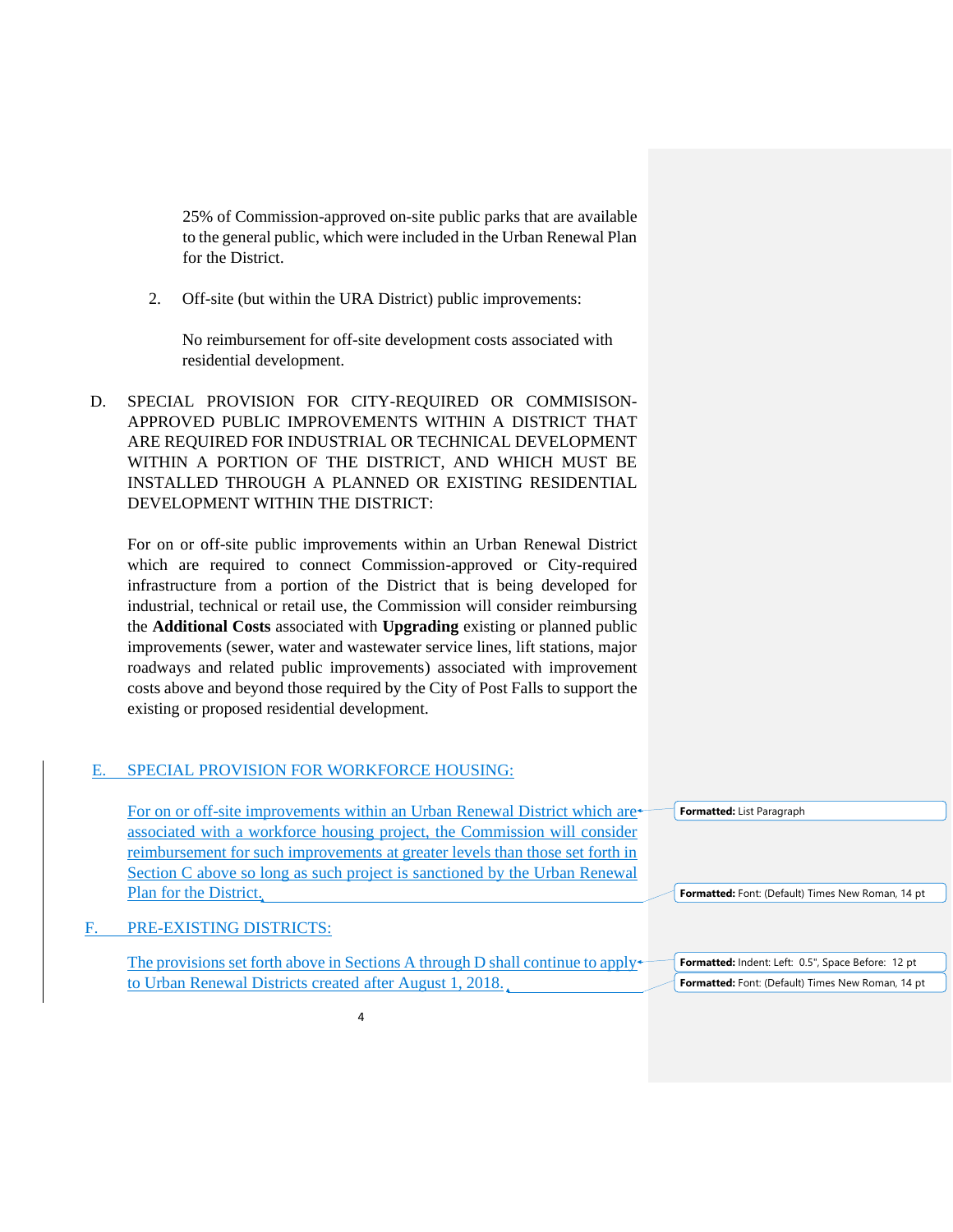25% of Commission-approved on-site public parks that are available to the general public, which were included in the Urban Renewal Plan for the District.

2. Off-site (but within the URA District) public improvements:

   No reimbursement for off-site development costs associated with residential development.

D. SPECIAL PROVISION FOR CITY-REQUIRED OR COMMISISON-APPROVED PUBLIC IMPROVEMENTS WITHIN A DISTRICT THAT ARE REQUIRED FOR INDUSTRIAL OR TECHNICAL DEVELOPMENT WITHIN A PORTION OF THE DISTRICT, AND WHICH MUST BE INSTALLED THROUGH A PLANNED OR EXISTING RESIDENTIAL DEVELOPMENT WITHIN THE DISTRICT:

For on or off-site public improvements within an Urban Renewal District which are required to connect Commission-approved or City-required infrastructure from a portion of the District that is being developed for industrial, technical or retail use, the Commission will consider reimbursing the **Additional Costs** associated with **Upgrading** existing or planned public improvements (sewer, water and wastewater service lines, lift stations, major roadways and related public improvements) associated with improvement costs above and beyond those required by the City of Post Falls to support the existing or proposed residential development.

E. SPECIAL PROVISION FOR WORKFORCE HOUSING:

For on or off-site improvements within an Urban Renewal District which are associated with a workforce housing project, the Commission will consider reimbursement for such improvements at greater levels than those set forth in Section C above so long as such project is sanctioned by the Urban Renewal Plan for the District.

F. PRE-EXISTING DISTRICTS:

The provisions set forth above in Sections A through D shall continue to apply to Urban Renewal Districts created after August 1, 2018.

Formatted: List Paragraph

Formatted: Font: (Default) Times New Roman, 14 pt

Formatted: Indent: Left: 0.5", Space Before: 12 pt

Formatted: Font: (Default) Times New Roman, 14 pt